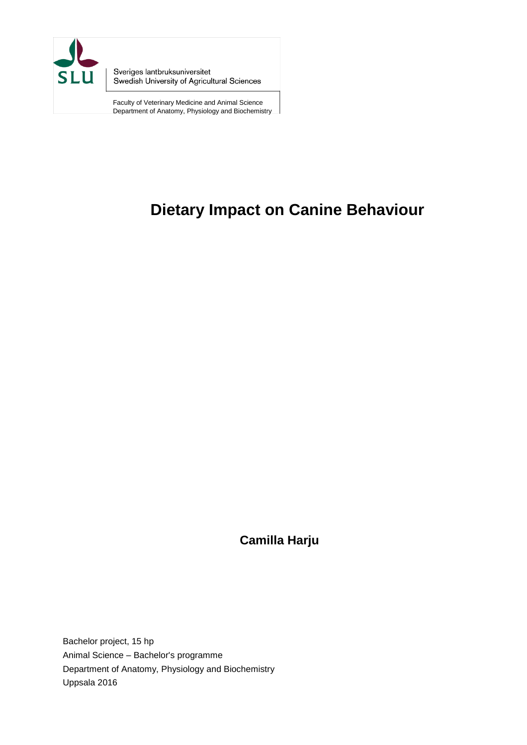Sveriges lantbruksuniversitet
Swedish University of Agricultural Sciences

Faculty of Veterinary Medicine and Animal Science
Department of Anatomy, Physiology and Biochemistry

# Dietary Impact on Canine Behaviour

**Camilla Harju**

Bachelor project, 15 hp
Animal Science – Bachelor's programme
Department of Anatomy, Physiology and Biochemistry
Uppsala 2016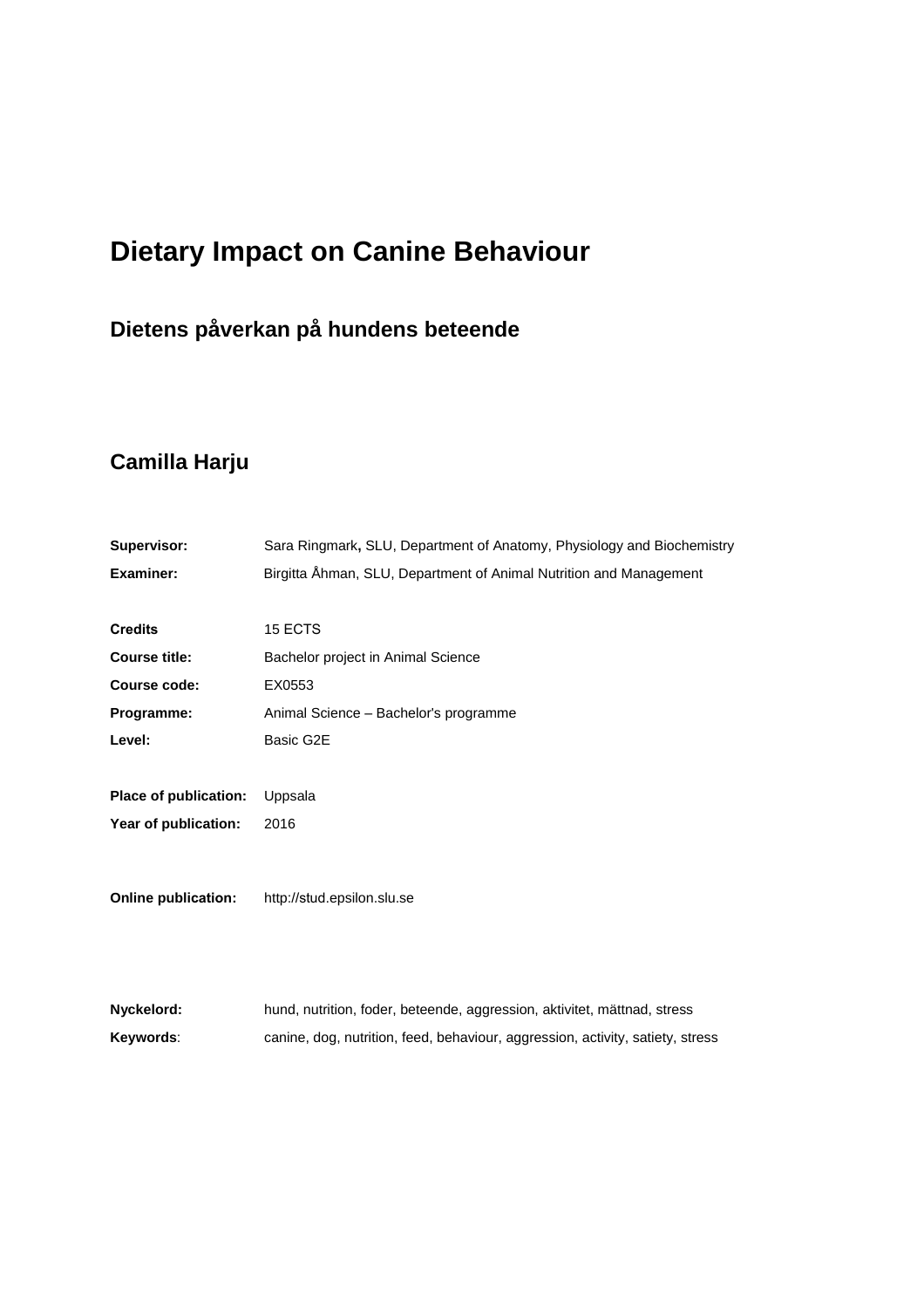# Dietary Impact on Canine Behaviour

## Dietens påverkan på hundens beteende

## Camilla Harju

| | |
|---|---|
| **Supervisor:** | Sara Ringmark**,** SLU, Department of Anatomy, Physiology and Biochemistry |
| **Examiner:** | Birgitta Åhman, SLU, Department of Animal Nutrition and Management |
| | |
| **Credits** | 15 ECTS |
| **Course title:** | Bachelor project in Animal Science |
| **Course code:** | EX0553 |
| **Programme:** | Animal Science – Bachelor's programme |
| **Level:** | Basic G2E |
| | |
| **Place of publication:** | Uppsala |
| **Year of publication:** | 2016 |
| | |
| **Online publication:** | http://stud.epsilon.slu.se |
| | |
| **Nyckelord:** | hund, nutrition, foder, beteende, aggression, aktivitet, mättnad, stress |
| **Keywords**: | canine, dog, nutrition, feed, behaviour, aggression, activity, satiety, stress |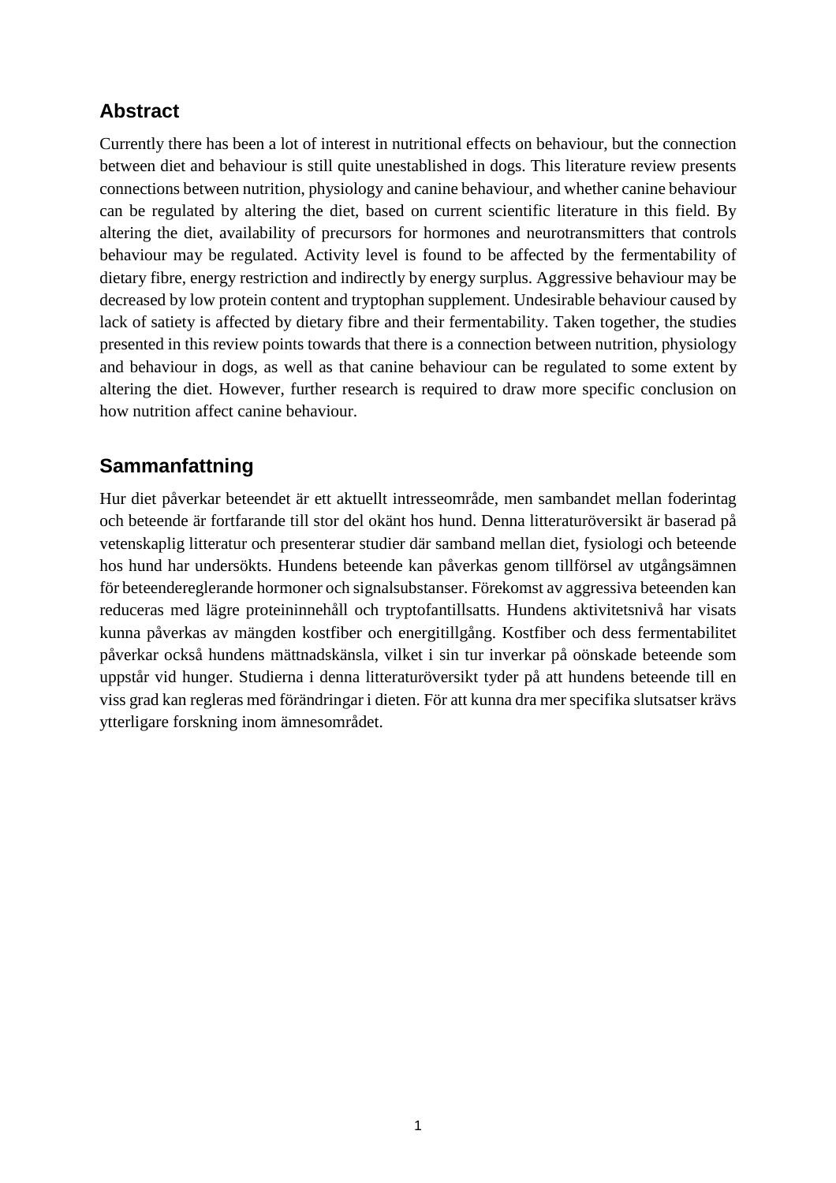## Abstract

Currently there has been a lot of interest in nutritional effects on behaviour, but the connection between diet and behaviour is still quite unestablished in dogs. This literature review presents connections between nutrition, physiology and canine behaviour, and whether canine behaviour can be regulated by altering the diet, based on current scientific literature in this field. By altering the diet, availability of precursors for hormones and neurotransmitters that controls behaviour may be regulated. Activity level is found to be affected by the fermentability of dietary fibre, energy restriction and indirectly by energy surplus. Aggressive behaviour may be decreased by low protein content and tryptophan supplement. Undesirable behaviour caused by lack of satiety is affected by dietary fibre and their fermentability. Taken together, the studies presented in this review points towards that there is a connection between nutrition, physiology and behaviour in dogs, as well as that canine behaviour can be regulated to some extent by altering the diet. However, further research is required to draw more specific conclusion on how nutrition affect canine behaviour.

## Sammanfattning

Hur diet påverkar beteendet är ett aktuellt intresseområde, men sambandet mellan foderintag och beteende är fortfarande till stor del okänt hos hund. Denna litteraturöversikt är baserad på vetenskaplig litteratur och presenterar studier där samband mellan diet, fysiologi och beteende hos hund har undersökts. Hundens beteende kan påverkas genom tillförsel av utgångsämnen för beteendereglerande hormoner och signalsubstanser. Förekomst av aggressiva beteenden kan reduceras med lägre proteininnehåll och tryptofantillsatts. Hundens aktivitetsnivå har visats kunna påverkas av mängden kostfiber och energitillgång. Kostfiber och dess fermentabilitet påverkar också hundens mättnadskänsla, vilket i sin tur inverkar på oönskade beteende som uppstår vid hunger. Studierna i denna litteraturöversikt tyder på att hundens beteende till en viss grad kan regleras med förändringar i dieten. För att kunna dra mer specifika slutsatser krävs ytterligare forskning inom ämnesområdet.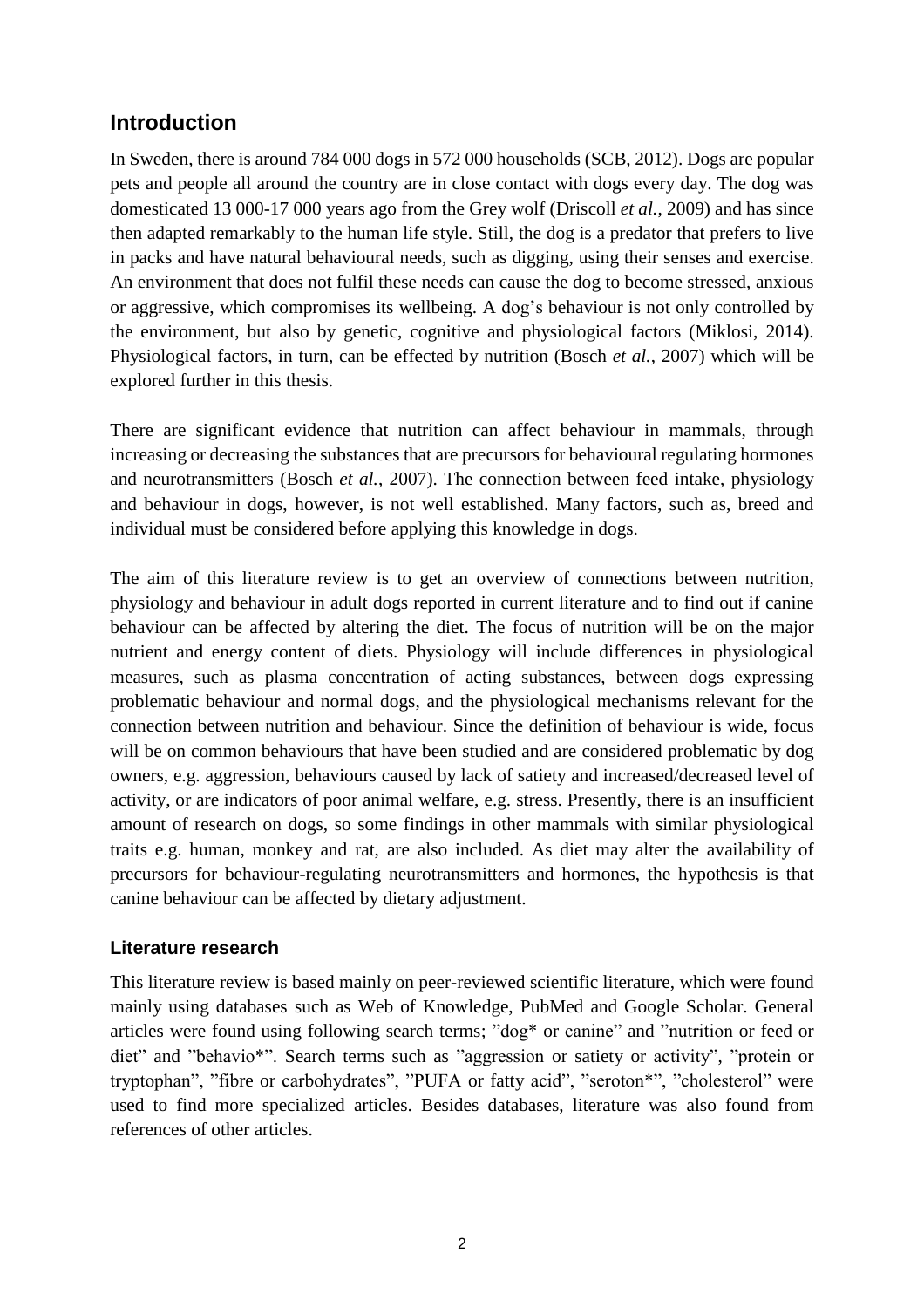## Introduction

In Sweden, there is around 784 000 dogs in 572 000 households (SCB, 2012). Dogs are popular pets and people all around the country are in close contact with dogs every day. The dog was domesticated 13 000-17 000 years ago from the Grey wolf (Driscoll *et al.*, 2009) and has since then adapted remarkably to the human life style. Still, the dog is a predator that prefers to live in packs and have natural behavioural needs, such as digging, using their senses and exercise. An environment that does not fulfil these needs can cause the dog to become stressed, anxious or aggressive, which compromises its wellbeing. A dog's behaviour is not only controlled by the environment, but also by genetic, cognitive and physiological factors (Miklosi, 2014). Physiological factors, in turn, can be effected by nutrition (Bosch *et al.*, 2007) which will be explored further in this thesis.

There are significant evidence that nutrition can affect behaviour in mammals, through increasing or decreasing the substances that are precursors for behavioural regulating hormones and neurotransmitters (Bosch *et al.*, 2007). The connection between feed intake, physiology and behaviour in dogs, however, is not well established. Many factors, such as, breed and individual must be considered before applying this knowledge in dogs.

The aim of this literature review is to get an overview of connections between nutrition, physiology and behaviour in adult dogs reported in current literature and to find out if canine behaviour can be affected by altering the diet. The focus of nutrition will be on the major nutrient and energy content of diets. Physiology will include differences in physiological measures, such as plasma concentration of acting substances, between dogs expressing problematic behaviour and normal dogs, and the physiological mechanisms relevant for the connection between nutrition and behaviour. Since the definition of behaviour is wide, focus will be on common behaviours that have been studied and are considered problematic by dog owners, e.g. aggression, behaviours caused by lack of satiety and increased/decreased level of activity, or are indicators of poor animal welfare, e.g. stress. Presently, there is an insufficient amount of research on dogs, so some findings in other mammals with similar physiological traits e.g. human, monkey and rat, are also included. As diet may alter the availability of precursors for behaviour-regulating neurotransmitters and hormones, the hypothesis is that canine behaviour can be affected by dietary adjustment.

### Literature research

This literature review is based mainly on peer-reviewed scientific literature, which were found mainly using databases such as Web of Knowledge, PubMed and Google Scholar. General articles were found using following search terms; "dog* or canine" and "nutrition or feed or diet" and "behavio*". Search terms such as "aggression or satiety or activity", "protein or tryptophan", "fibre or carbohydrates", "PUFA or fatty acid", "seroton*", "cholesterol" were used to find more specialized articles. Besides databases, literature was also found from references of other articles.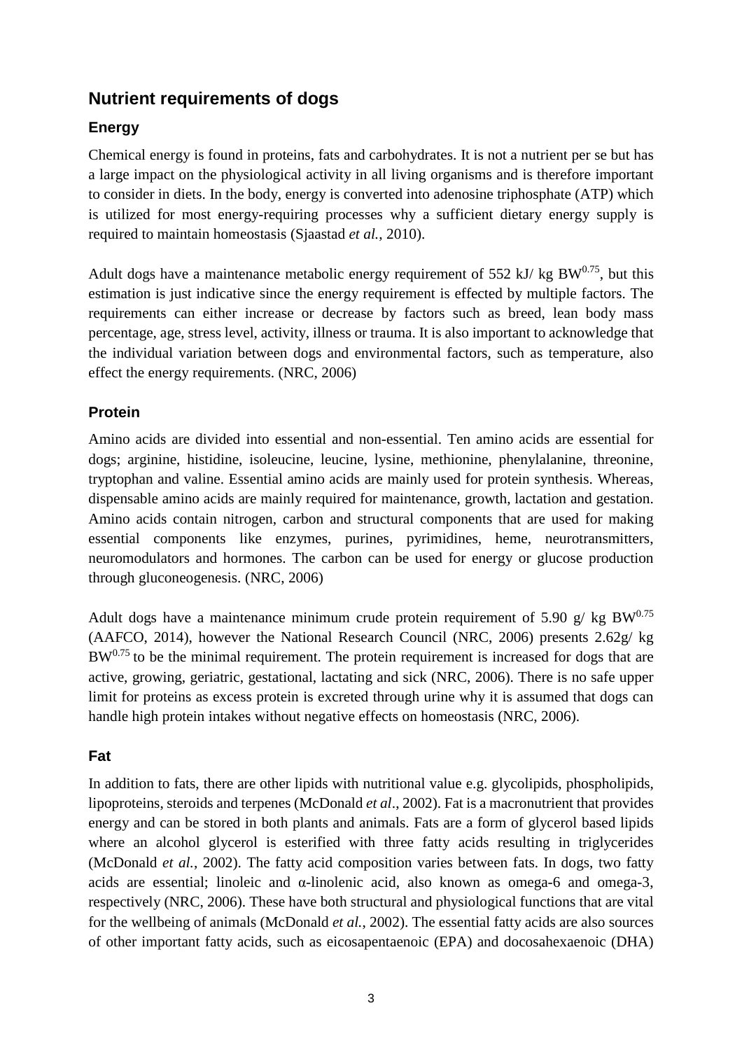## Nutrient requirements of dogs

### Energy

Chemical energy is found in proteins, fats and carbohydrates. It is not a nutrient per se but has a large impact on the physiological activity in all living organisms and is therefore important to consider in diets. In the body, energy is converted into adenosine triphosphate (ATP) which is utilized for most energy-requiring processes why a sufficient dietary energy supply is required to maintain homeostasis (Sjaastad *et al.*, 2010).

Adult dogs have a maintenance metabolic energy requirement of 552 kJ/ kg $BW^{0.75}$, but this estimation is just indicative since the energy requirement is effected by multiple factors. The requirements can either increase or decrease by factors such as breed, lean body mass percentage, age, stress level, activity, illness or trauma. It is also important to acknowledge that the individual variation between dogs and environmental factors, such as temperature, also effect the energy requirements. (NRC, 2006)

### Protein

Amino acids are divided into essential and non-essential. Ten amino acids are essential for dogs; arginine, histidine, isoleucine, leucine, lysine, methionine, phenylalanine, threonine, tryptophan and valine. Essential amino acids are mainly used for protein synthesis. Whereas, dispensable amino acids are mainly required for maintenance, growth, lactation and gestation. Amino acids contain nitrogen, carbon and structural components that are used for making essential components like enzymes, purines, pyrimidines, heme, neurotransmitters, neuromodulators and hormones. The carbon can be used for energy or glucose production through gluconeogenesis. (NRC, 2006)

Adult dogs have a maintenance minimum crude protein requirement of 5.90 g/ kg $BW^{0.75}$ (AAFCO, 2014), however the National Research Council (NRC, 2006) presents 2.62g/ kg $BW^{0.75}$ to be the minimal requirement. The protein requirement is increased for dogs that are active, growing, geriatric, gestational, lactating and sick (NRC, 2006). There is no safe upper limit for proteins as excess protein is excreted through urine why it is assumed that dogs can handle high protein intakes without negative effects on homeostasis (NRC, 2006).

### Fat

In addition to fats, there are other lipids with nutritional value e.g. glycolipids, phospholipids, lipoproteins, steroids and terpenes (McDonald *et al*., 2002). Fat is a macronutrient that provides energy and can be stored in both plants and animals. Fats are a form of glycerol based lipids where an alcohol glycerol is esterified with three fatty acids resulting in triglycerides (McDonald *et al.*, 2002). The fatty acid composition varies between fats. In dogs, two fatty acids are essential; linoleic and α-linolenic acid, also known as omega-6 and omega-3, respectively (NRC, 2006). These have both structural and physiological functions that are vital for the wellbeing of animals (McDonald *et al.*, 2002). The essential fatty acids are also sources of other important fatty acids, such as eicosapentaenoic (EPA) and docosahexaenoic (DHA)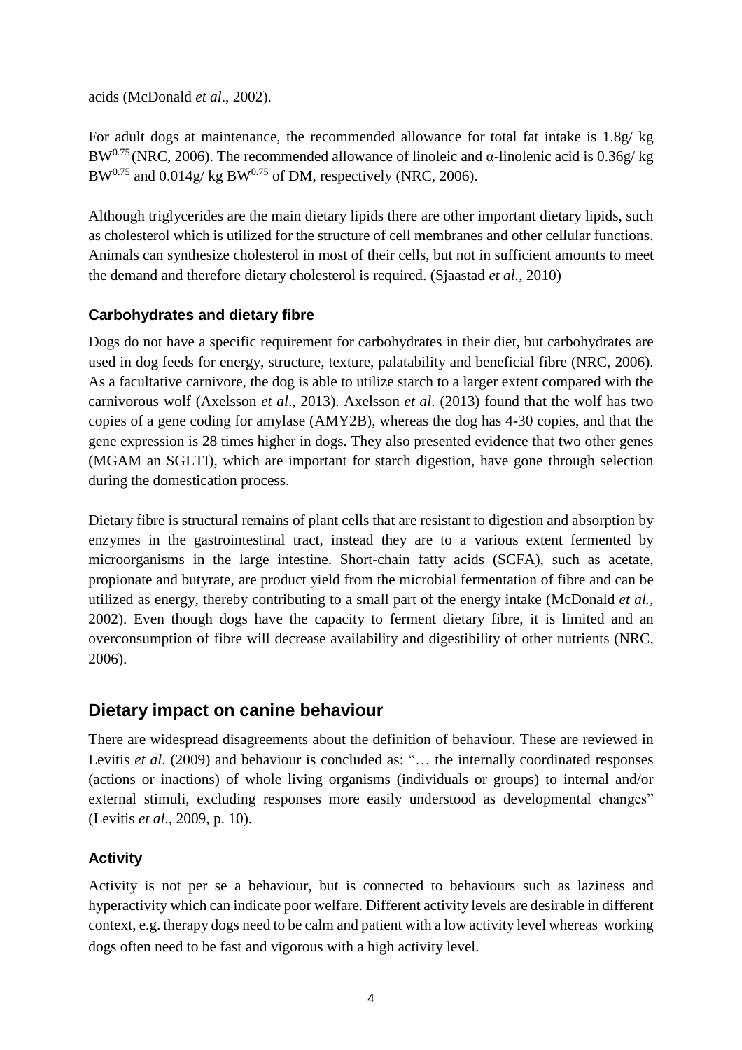acids (McDonald *et al*., 2002).

For adult dogs at maintenance, the recommended allowance for total fat intake is 1.8g/ kg $BW^{0.75}$ (NRC, 2006). The recommended allowance of linoleic and α-linolenic acid is 0.36g/ kg $BW^{0.75}$ and 0.014g/ kg $BW^{0.75}$ of DM, respectively (NRC, 2006).

Although triglycerides are the main dietary lipids there are other important dietary lipids, such as cholesterol which is utilized for the structure of cell membranes and other cellular functions. Animals can synthesize cholesterol in most of their cells, but not in sufficient amounts to meet the demand and therefore dietary cholesterol is required. (Sjaastad *et al.*, 2010)

### Carbohydrates and dietary fibre

Dogs do not have a specific requirement for carbohydrates in their diet, but carbohydrates are used in dog feeds for energy, structure, texture, palatability and beneficial fibre (NRC, 2006). As a facultative carnivore, the dog is able to utilize starch to a larger extent compared with the carnivorous wolf (Axelsson *et al*., 2013). Axelsson *et al*. (2013) found that the wolf has two copies of a gene coding for amylase (AMY2B), whereas the dog has 4-30 copies, and that the gene expression is 28 times higher in dogs. They also presented evidence that two other genes (MGAM an SGLTI), which are important for starch digestion, have gone through selection during the domestication process.

Dietary fibre is structural remains of plant cells that are resistant to digestion and absorption by enzymes in the gastrointestinal tract, instead they are to a various extent fermented by microorganisms in the large intestine. Short-chain fatty acids (SCFA), such as acetate, propionate and butyrate, are product yield from the microbial fermentation of fibre and can be utilized as energy, thereby contributing to a small part of the energy intake (McDonald *et al.*, 2002). Even though dogs have the capacity to ferment dietary fibre, it is limited and an overconsumption of fibre will decrease availability and digestibility of other nutrients (NRC, 2006).

## Dietary impact on canine behaviour

There are widespread disagreements about the definition of behaviour. These are reviewed in Levitis *et al*. (2009) and behaviour is concluded as: "… the internally coordinated responses (actions or inactions) of whole living organisms (individuals or groups) to internal and/or external stimuli, excluding responses more easily understood as developmental changes" (Levitis *et al*., 2009, p. 10).

### Activity

Activity is not per se a behaviour, but is connected to behaviours such as laziness and hyperactivity which can indicate poor welfare. Different activity levels are desirable in different context, e.g. therapy dogs need to be calm and patient with a low activity level whereas working dogs often need to be fast and vigorous with a high activity level.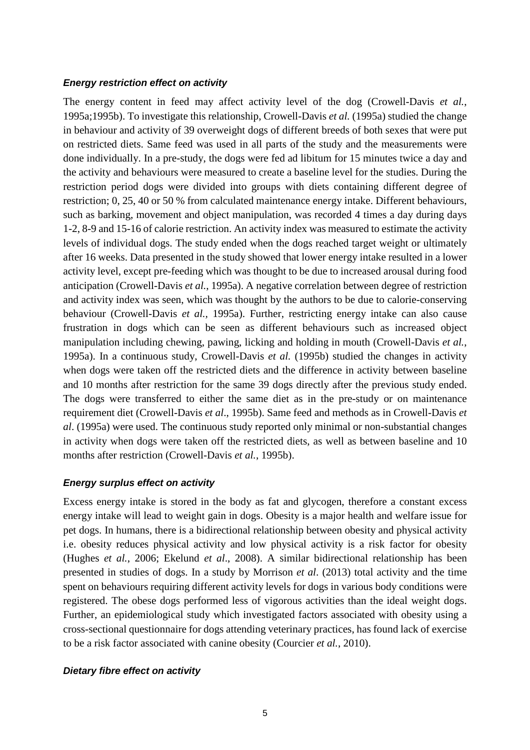### *Energy restriction effect on activity*

The energy content in feed may affect activity level of the dog (Crowell-Davis *et al.*, 1995a;1995b). To investigate this relationship, Crowell-Davis *et al.* (1995a) studied the change in behaviour and activity of 39 overweight dogs of different breeds of both sexes that were put on restricted diets. Same feed was used in all parts of the study and the measurements were done individually. In a pre-study, the dogs were fed ad libitum for 15 minutes twice a day and the activity and behaviours were measured to create a baseline level for the studies. During the restriction period dogs were divided into groups with diets containing different degree of restriction; 0, 25, 40 or 50 % from calculated maintenance energy intake. Different behaviours, such as barking, movement and object manipulation, was recorded 4 times a day during days 1-2, 8-9 and 15-16 of calorie restriction. An activity index was measured to estimate the activity levels of individual dogs. The study ended when the dogs reached target weight or ultimately after 16 weeks. Data presented in the study showed that lower energy intake resulted in a lower activity level, except pre-feeding which was thought to be due to increased arousal during food anticipation (Crowell-Davis *et al.*, 1995a). A negative correlation between degree of restriction and activity index was seen, which was thought by the authors to be due to calorie-conserving behaviour (Crowell-Davis *et al.,* 1995a). Further, restricting energy intake can also cause frustration in dogs which can be seen as different behaviours such as increased object manipulation including chewing, pawing, licking and holding in mouth (Crowell-Davis *et al.*, 1995a). In a continuous study, Crowell-Davis *et al.* (1995b) studied the changes in activity when dogs were taken off the restricted diets and the difference in activity between baseline and 10 months after restriction for the same 39 dogs directly after the previous study ended. The dogs were transferred to either the same diet as in the pre-study or on maintenance requirement diet (Crowell-Davis *et al*., 1995b). Same feed and methods as in Crowell-Davis *et al*. (1995a) were used. The continuous study reported only minimal or non-substantial changes in activity when dogs were taken off the restricted diets, as well as between baseline and 10 months after restriction (Crowell-Davis *et al.*, 1995b).

### *Energy surplus effect on activity*

Excess energy intake is stored in the body as fat and glycogen, therefore a constant excess energy intake will lead to weight gain in dogs. Obesity is a major health and welfare issue for pet dogs. In humans, there is a bidirectional relationship between obesity and physical activity i.e. obesity reduces physical activity and low physical activity is a risk factor for obesity (Hughes *et al.*, 2006; Ekelund *et al*., 2008). A similar bidirectional relationship has been presented in studies of dogs. In a study by Morrison *et al*. (2013) total activity and the time spent on behaviours requiring different activity levels for dogs in various body conditions were registered. The obese dogs performed less of vigorous activities than the ideal weight dogs. Further, an epidemiological study which investigated factors associated with obesity using a cross-sectional questionnaire for dogs attending veterinary practices, has found lack of exercise to be a risk factor associated with canine obesity (Courcier *et al.*, 2010).

### *Dietary fibre effect on activity*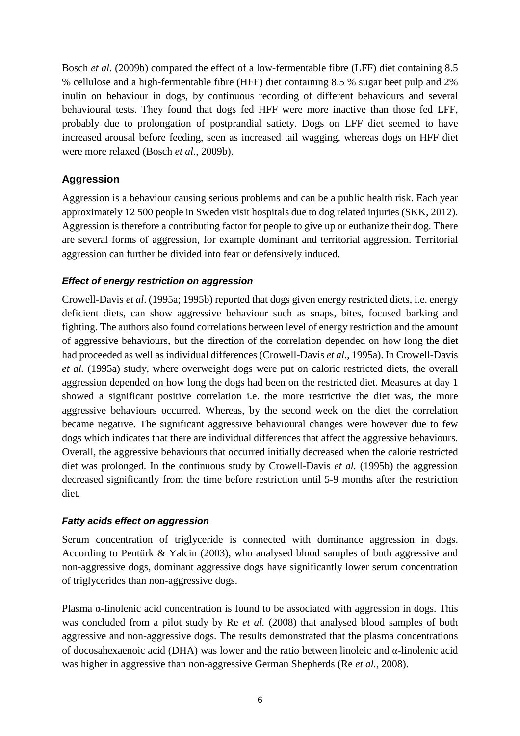Bosch *et al.* (2009b) compared the effect of a low-fermentable fibre (LFF) diet containing 8.5 % cellulose and a high-fermentable fibre (HFF) diet containing 8.5 % sugar beet pulp and 2% inulin on behaviour in dogs, by continuous recording of different behaviours and several behavioural tests. They found that dogs fed HFF were more inactive than those fed LFF, probably due to prolongation of postprandial satiety. Dogs on LFF diet seemed to have increased arousal before feeding, seen as increased tail wagging, whereas dogs on HFF diet were more relaxed (Bosch *et al.,* 2009b).

## Aggression

Aggression is a behaviour causing serious problems and can be a public health risk. Each year approximately 12 500 people in Sweden visit hospitals due to dog related injuries (SKK, 2012). Aggression is therefore a contributing factor for people to give up or euthanize their dog. There are several forms of aggression, for example dominant and territorial aggression. Territorial aggression can further be divided into fear or defensively induced.

### *Effect of energy restriction on aggression*

Crowell-Davis *et al*. (1995a; 1995b) reported that dogs given energy restricted diets, i.e. energy deficient diets, can show aggressive behaviour such as snaps, bites, focused barking and fighting. The authors also found correlations between level of energy restriction and the amount of aggressive behaviours, but the direction of the correlation depended on how long the diet had proceeded as well as individual differences (Crowell-Davis *et al.*, 1995a). In Crowell-Davis *et al.* (1995a) study, where overweight dogs were put on caloric restricted diets, the overall aggression depended on how long the dogs had been on the restricted diet. Measures at day 1 showed a significant positive correlation i.e. the more restrictive the diet was, the more aggressive behaviours occurred. Whereas, by the second week on the diet the correlation became negative. The significant aggressive behavioural changes were however due to few dogs which indicates that there are individual differences that affect the aggressive behaviours. Overall, the aggressive behaviours that occurred initially decreased when the calorie restricted diet was prolonged. In the continuous study by Crowell-Davis *et al.* (1995b) the aggression decreased significantly from the time before restriction until 5-9 months after the restriction diet.

### *Fatty acids effect on aggression*

Serum concentration of triglyceride is connected with dominance aggression in dogs. According to Pentürk & Yalcin (2003), who analysed blood samples of both aggressive and non-aggressive dogs, dominant aggressive dogs have significantly lower serum concentration of triglycerides than non-aggressive dogs.

Plasma α-linolenic acid concentration is found to be associated with aggression in dogs. This was concluded from a pilot study by Re *et al.* (2008) that analysed blood samples of both aggressive and non-aggressive dogs. The results demonstrated that the plasma concentrations of docosahexaenoic acid (DHA) was lower and the ratio between linoleic and α-linolenic acid was higher in aggressive than non-aggressive German Shepherds (Re *et al.*, 2008).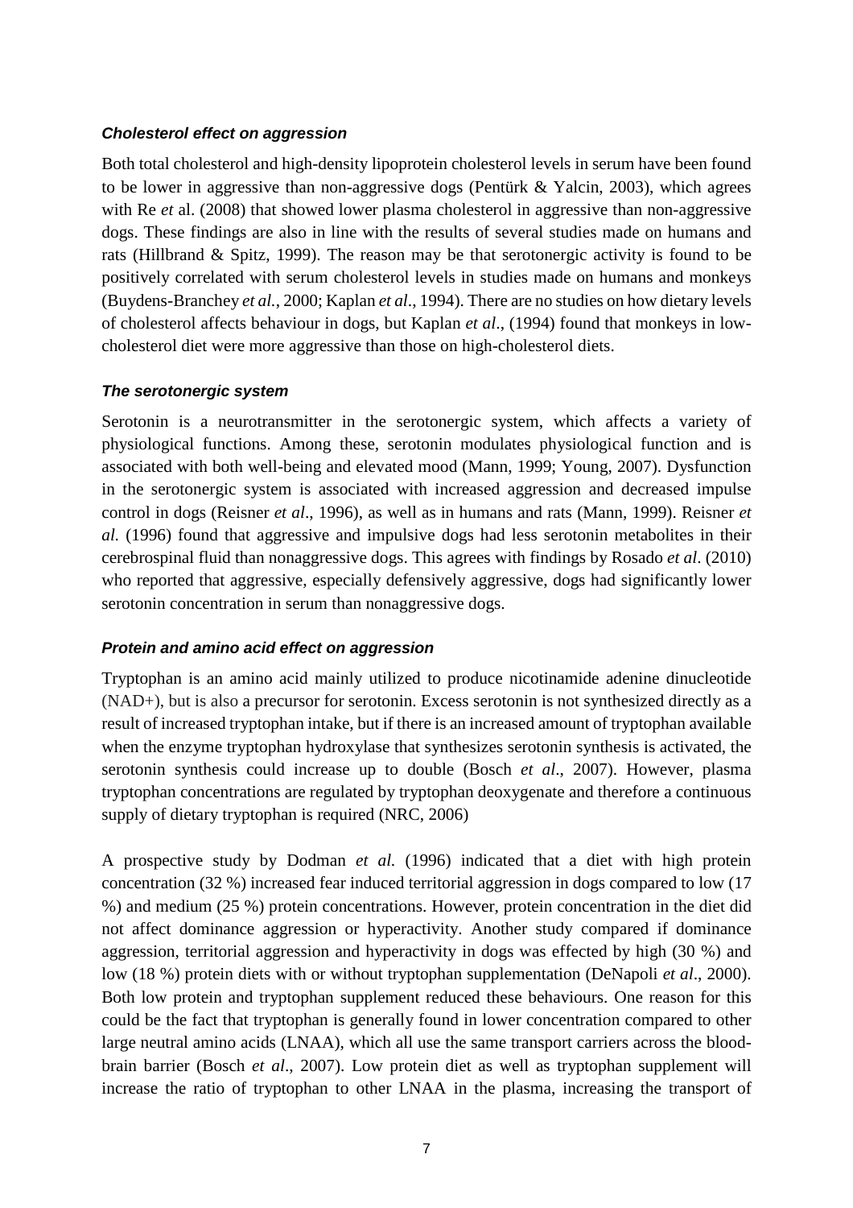### *Cholesterol effect on aggression*

Both total cholesterol and high-density lipoprotein cholesterol levels in serum have been found to be lower in aggressive than non-aggressive dogs (Pentürk & Yalcin, 2003), which agrees with Re *et* al. (2008) that showed lower plasma cholesterol in aggressive than non-aggressive dogs. These findings are also in line with the results of several studies made on humans and rats (Hillbrand & Spitz, 1999). The reason may be that serotonergic activity is found to be positively correlated with serum cholesterol levels in studies made on humans and monkeys (Buydens-Branchey *et al.*, 2000; Kaplan *et al*., 1994). There are no studies on how dietary levels of cholesterol affects behaviour in dogs, but Kaplan *et al*., (1994) found that monkeys in low-cholesterol diet were more aggressive than those on high-cholesterol diets.

### *The serotonergic system*

Serotonin is a neurotransmitter in the serotonergic system, which affects a variety of physiological functions. Among these, serotonin modulates physiological function and is associated with both well-being and elevated mood (Mann, 1999; Young, 2007). Dysfunction in the serotonergic system is associated with increased aggression and decreased impulse control in dogs (Reisner *et al*., 1996), as well as in humans and rats (Mann, 1999). Reisner *et al.* (1996) found that aggressive and impulsive dogs had less serotonin metabolites in their cerebrospinal fluid than nonaggressive dogs. This agrees with findings by Rosado *et al*. (2010) who reported that aggressive, especially defensively aggressive, dogs had significantly lower serotonin concentration in serum than nonaggressive dogs.

### *Protein and amino acid effect on aggression*

Tryptophan is an amino acid mainly utilized to produce nicotinamide adenine dinucleotide (NAD+), but is also a precursor for serotonin. Excess serotonin is not synthesized directly as a result of increased tryptophan intake, but if there is an increased amount of tryptophan available when the enzyme tryptophan hydroxylase that synthesizes serotonin synthesis is activated, the serotonin synthesis could increase up to double (Bosch *et al*., 2007). However, plasma tryptophan concentrations are regulated by tryptophan deoxygenate and therefore a continuous supply of dietary tryptophan is required (NRC, 2006)

A prospective study by Dodman *et al.* (1996) indicated that a diet with high protein concentration (32 %) increased fear induced territorial aggression in dogs compared to low (17 %) and medium (25 %) protein concentrations. However, protein concentration in the diet did not affect dominance aggression or hyperactivity. Another study compared if dominance aggression, territorial aggression and hyperactivity in dogs was effected by high (30 %) and low (18 %) protein diets with or without tryptophan supplementation (DeNapoli *et al*., 2000). Both low protein and tryptophan supplement reduced these behaviours. One reason for this could be the fact that tryptophan is generally found in lower concentration compared to other large neutral amino acids (LNAA), which all use the same transport carriers across the blood-brain barrier (Bosch *et al*., 2007). Low protein diet as well as tryptophan supplement will increase the ratio of tryptophan to other LNAA in the plasma, increasing the transport of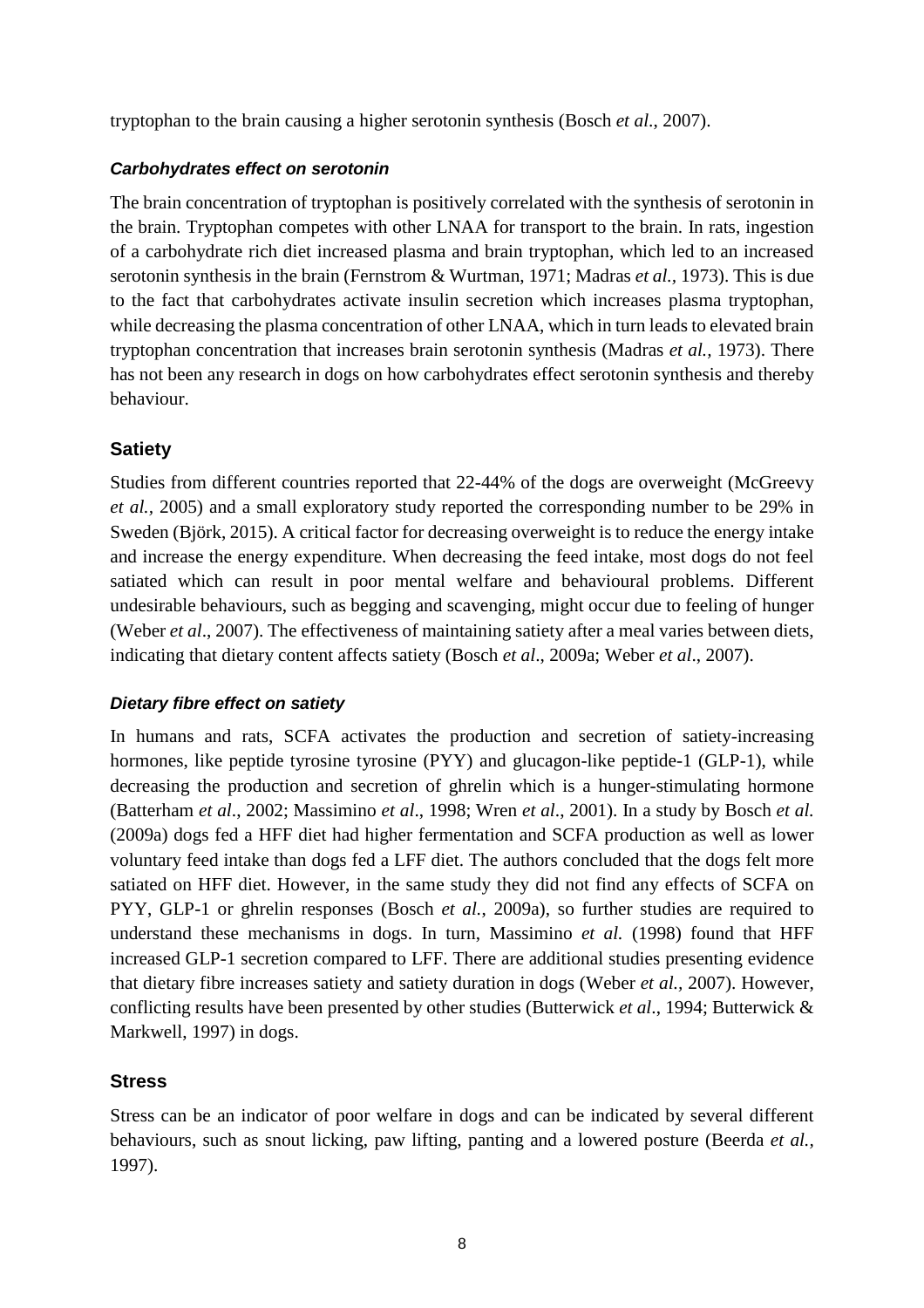tryptophan to the brain causing a higher serotonin synthesis (Bosch *et al*., 2007).

#### *Carbohydrates effect on serotonin*

The brain concentration of tryptophan is positively correlated with the synthesis of serotonin in the brain. Tryptophan competes with other LNAA for transport to the brain. In rats, ingestion of a carbohydrate rich diet increased plasma and brain tryptophan, which led to an increased serotonin synthesis in the brain (Fernstrom & Wurtman, 1971; Madras *et al.*, 1973). This is due to the fact that carbohydrates activate insulin secretion which increases plasma tryptophan, while decreasing the plasma concentration of other LNAA, which in turn leads to elevated brain tryptophan concentration that increases brain serotonin synthesis (Madras *et al.*, 1973). There has not been any research in dogs on how carbohydrates effect serotonin synthesis and thereby behaviour.

### Satiety

Studies from different countries reported that 22-44% of the dogs are overweight (McGreevy *et al.*, 2005) and a small exploratory study reported the corresponding number to be 29% in Sweden (Björk, 2015). A critical factor for decreasing overweight is to reduce the energy intake and increase the energy expenditure. When decreasing the feed intake, most dogs do not feel satiated which can result in poor mental welfare and behavioural problems. Different undesirable behaviours, such as begging and scavenging, might occur due to feeling of hunger (Weber *et al*., 2007). The effectiveness of maintaining satiety after a meal varies between diets, indicating that dietary content affects satiety (Bosch *et al*., 2009a; Weber *et al*., 2007).

#### *Dietary fibre effect on satiety*

In humans and rats, SCFA activates the production and secretion of satiety-increasing hormones, like peptide tyrosine tyrosine (PYY) and glucagon-like peptide-1 (GLP-1), while decreasing the production and secretion of ghrelin which is a hunger-stimulating hormone (Batterham *et al*., 2002; Massimino *et al*., 1998; Wren *et al*., 2001). In a study by Bosch *et al.* (2009a) dogs fed a HFF diet had higher fermentation and SCFA production as well as lower voluntary feed intake than dogs fed a LFF diet. The authors concluded that the dogs felt more satiated on HFF diet. However, in the same study they did not find any effects of SCFA on PYY, GLP-1 or ghrelin responses (Bosch *et al.*, 2009a), so further studies are required to understand these mechanisms in dogs. In turn, Massimino *et al.* (1998) found that HFF increased GLP-1 secretion compared to LFF. There are additional studies presenting evidence that dietary fibre increases satiety and satiety duration in dogs (Weber *et al.*, 2007). However, conflicting results have been presented by other studies (Butterwick *et al*., 1994; Butterwick & Markwell, 1997) in dogs.

### Stress

Stress can be an indicator of poor welfare in dogs and can be indicated by several different behaviours, such as snout licking, paw lifting, panting and a lowered posture (Beerda *et al.*, 1997).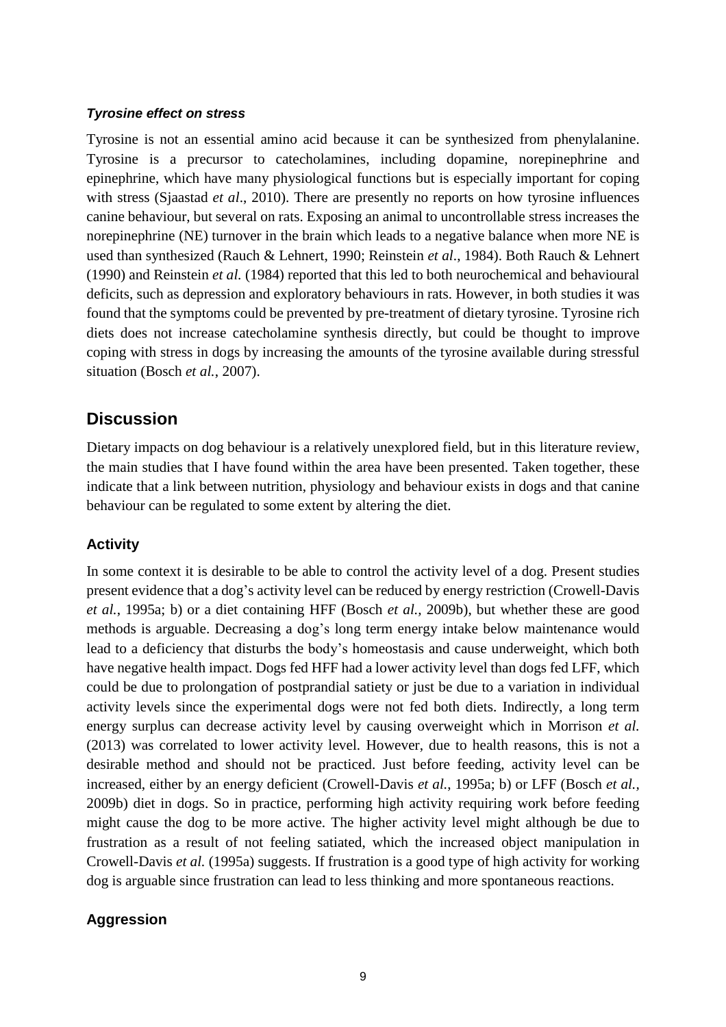#### ***Tyrosine effect on stress***

Tyrosine is not an essential amino acid because it can be synthesized from phenylalanine. Tyrosine is a precursor to catecholamines, including dopamine, norepinephrine and epinephrine, which have many physiological functions but is especially important for coping with stress (Sjaastad *et al*., 2010). There are presently no reports on how tyrosine influences canine behaviour, but several on rats. Exposing an animal to uncontrollable stress increases the norepinephrine (NE) turnover in the brain which leads to a negative balance when more NE is used than synthesized (Rauch & Lehnert, 1990; Reinstein *et al*., 1984). Both Rauch & Lehnert (1990) and Reinstein *et al.* (1984) reported that this led to both neurochemical and behavioural deficits, such as depression and exploratory behaviours in rats. However, in both studies it was found that the symptoms could be prevented by pre-treatment of dietary tyrosine. Tyrosine rich diets does not increase catecholamine synthesis directly, but could be thought to improve coping with stress in dogs by increasing the amounts of the tyrosine available during stressful situation (Bosch *et al.*, 2007).

## **Discussion**

Dietary impacts on dog behaviour is a relatively unexplored field, but in this literature review, the main studies that I have found within the area have been presented. Taken together, these indicate that a link between nutrition, physiology and behaviour exists in dogs and that canine behaviour can be regulated to some extent by altering the diet.

### **Activity**

In some context it is desirable to be able to control the activity level of a dog. Present studies present evidence that a dog's activity level can be reduced by energy restriction (Crowell-Davis *et al.*, 1995a; b) or a diet containing HFF (Bosch *et al.*, 2009b), but whether these are good methods is arguable. Decreasing a dog's long term energy intake below maintenance would lead to a deficiency that disturbs the body's homeostasis and cause underweight, which both have negative health impact. Dogs fed HFF had a lower activity level than dogs fed LFF, which could be due to prolongation of postprandial satiety or just be due to a variation in individual activity levels since the experimental dogs were not fed both diets. Indirectly, a long term energy surplus can decrease activity level by causing overweight which in Morrison *et al.* (2013) was correlated to lower activity level. However, due to health reasons, this is not a desirable method and should not be practiced. Just before feeding, activity level can be increased, either by an energy deficient (Crowell-Davis *et al.*, 1995a; b) or LFF (Bosch *et al.*, 2009b) diet in dogs. So in practice, performing high activity requiring work before feeding might cause the dog to be more active. The higher activity level might although be due to frustration as a result of not feeling satiated, which the increased object manipulation in Crowell-Davis *et al.* (1995a) suggests. If frustration is a good type of high activity for working dog is arguable since frustration can lead to less thinking and more spontaneous reactions.

### **Aggression**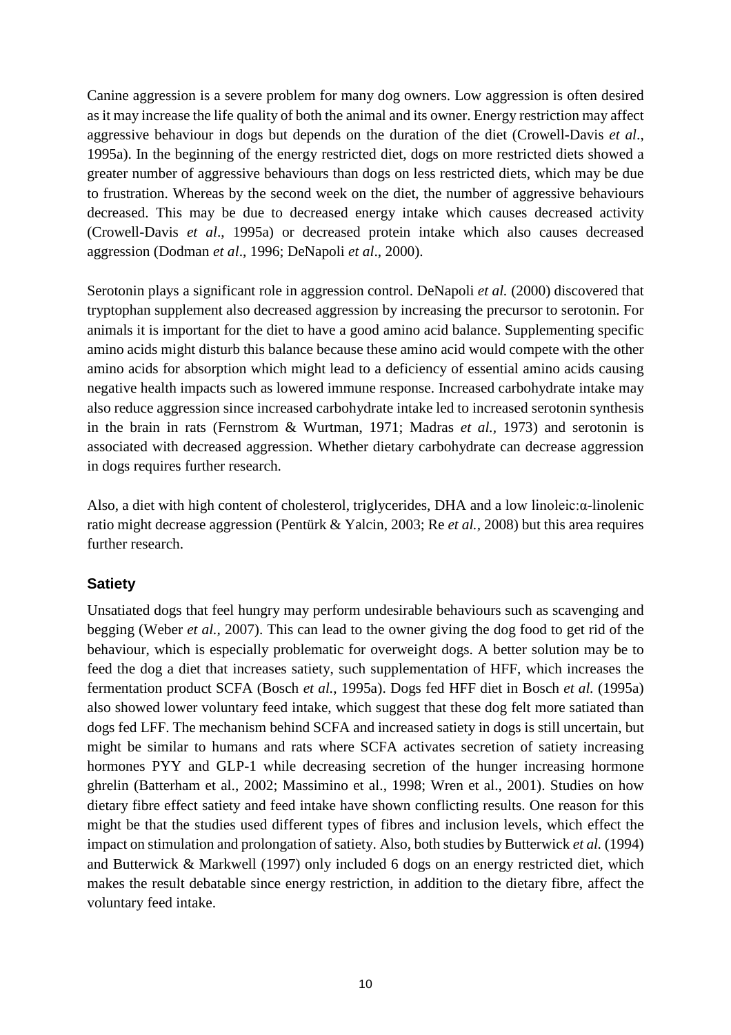Canine aggression is a severe problem for many dog owners. Low aggression is often desired as it may increase the life quality of both the animal and its owner. Energy restriction may affect aggressive behaviour in dogs but depends on the duration of the diet (Crowell-Davis *et al*., 1995a). In the beginning of the energy restricted diet, dogs on more restricted diets showed a greater number of aggressive behaviours than dogs on less restricted diets, which may be due to frustration. Whereas by the second week on the diet, the number of aggressive behaviours decreased. This may be due to decreased energy intake which causes decreased activity (Crowell-Davis *et al*., 1995a) or decreased protein intake which also causes decreased aggression (Dodman *et al*., 1996; DeNapoli *et al*., 2000).

Serotonin plays a significant role in aggression control. DeNapoli *et al.* (2000) discovered that tryptophan supplement also decreased aggression by increasing the precursor to serotonin. For animals it is important for the diet to have a good amino acid balance. Supplementing specific amino acids might disturb this balance because these amino acid would compete with the other amino acids for absorption which might lead to a deficiency of essential amino acids causing negative health impacts such as lowered immune response. Increased carbohydrate intake may also reduce aggression since increased carbohydrate intake led to increased serotonin synthesis in the brain in rats (Fernstrom & Wurtman, 1971; Madras *et al.*, 1973) and serotonin is associated with decreased aggression. Whether dietary carbohydrate can decrease aggression in dogs requires further research.

Also, a diet with high content of cholesterol, triglycerides, DHA and a low linoleic:α-linolenic ratio might decrease aggression (Pentürk & Yalcin, 2003; Re *et al.*, 2008) but this area requires further research.

### Satiety

Unsatiated dogs that feel hungry may perform undesirable behaviours such as scavenging and begging (Weber *et al.*, 2007). This can lead to the owner giving the dog food to get rid of the behaviour, which is especially problematic for overweight dogs. A better solution may be to feed the dog a diet that increases satiety, such supplementation of HFF, which increases the fermentation product SCFA (Bosch *et al.*, 1995a). Dogs fed HFF diet in Bosch *et al.* (1995a) also showed lower voluntary feed intake, which suggest that these dog felt more satiated than dogs fed LFF. The mechanism behind SCFA and increased satiety in dogs is still uncertain, but might be similar to humans and rats where SCFA activates secretion of satiety increasing hormones PYY and GLP-1 while decreasing secretion of the hunger increasing hormone ghrelin (Batterham et al., 2002; Massimino et al., 1998; Wren et al., 2001). Studies on how dietary fibre effect satiety and feed intake have shown conflicting results. One reason for this might be that the studies used different types of fibres and inclusion levels, which effect the impact on stimulation and prolongation of satiety. Also, both studies by Butterwick *et al.* (1994) and Butterwick & Markwell (1997) only included 6 dogs on an energy restricted diet, which makes the result debatable since energy restriction, in addition to the dietary fibre, affect the voluntary feed intake.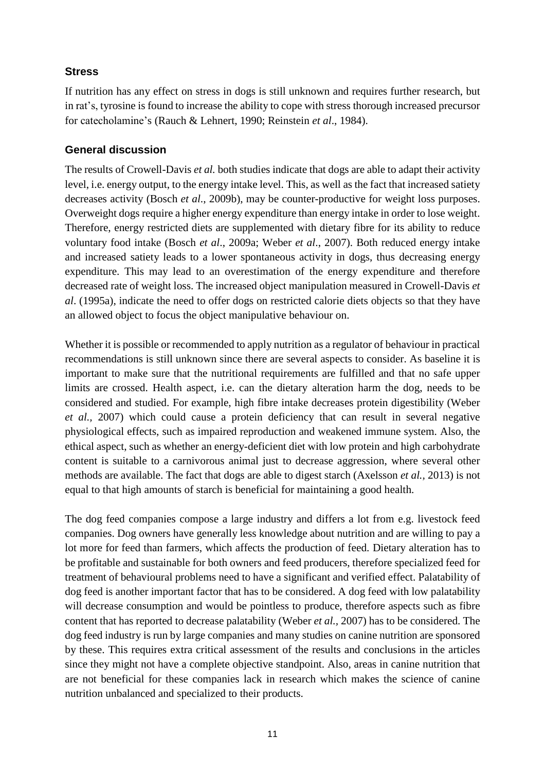### Stress

If nutrition has any effect on stress in dogs is still unknown and requires further research, but in rat's, tyrosine is found to increase the ability to cope with stress thorough increased precursor for catecholamine's (Rauch & Lehnert, 1990; Reinstein *et al*., 1984).

### General discussion

The results of Crowell-Davis *et al.* both studies indicate that dogs are able to adapt their activity level, i.e. energy output, to the energy intake level. This, as well as the fact that increased satiety decreases activity (Bosch *et al*., 2009b), may be counter-productive for weight loss purposes. Overweight dogs require a higher energy expenditure than energy intake in order to lose weight. Therefore, energy restricted diets are supplemented with dietary fibre for its ability to reduce voluntary food intake (Bosch *et al*., 2009a; Weber *et al*., 2007). Both reduced energy intake and increased satiety leads to a lower spontaneous activity in dogs, thus decreasing energy expenditure. This may lead to an overestimation of the energy expenditure and therefore decreased rate of weight loss. The increased object manipulation measured in Crowell-Davis *et al*. (1995a), indicate the need to offer dogs on restricted calorie diets objects so that they have an allowed object to focus the object manipulative behaviour on.

Whether it is possible or recommended to apply nutrition as a regulator of behaviour in practical recommendations is still unknown since there are several aspects to consider. As baseline it is important to make sure that the nutritional requirements are fulfilled and that no safe upper limits are crossed. Health aspect, i.e. can the dietary alteration harm the dog, needs to be considered and studied. For example, high fibre intake decreases protein digestibility (Weber *et al.,* 2007) which could cause a protein deficiency that can result in several negative physiological effects, such as impaired reproduction and weakened immune system. Also, the ethical aspect, such as whether an energy-deficient diet with low protein and high carbohydrate content is suitable to a carnivorous animal just to decrease aggression, where several other methods are available. The fact that dogs are able to digest starch (Axelsson *et al.,* 2013) is not equal to that high amounts of starch is beneficial for maintaining a good health.

The dog feed companies compose a large industry and differs a lot from e.g. livestock feed companies. Dog owners have generally less knowledge about nutrition and are willing to pay a lot more for feed than farmers, which affects the production of feed. Dietary alteration has to be profitable and sustainable for both owners and feed producers, therefore specialized feed for treatment of behavioural problems need to have a significant and verified effect. Palatability of dog feed is another important factor that has to be considered. A dog feed with low palatability will decrease consumption and would be pointless to produce, therefore aspects such as fibre content that has reported to decrease palatability (Weber *et al.,* 2007) has to be considered. The dog feed industry is run by large companies and many studies on canine nutrition are sponsored by these. This requires extra critical assessment of the results and conclusions in the articles since they might not have a complete objective standpoint. Also, areas in canine nutrition that are not beneficial for these companies lack in research which makes the science of canine nutrition unbalanced and specialized to their products.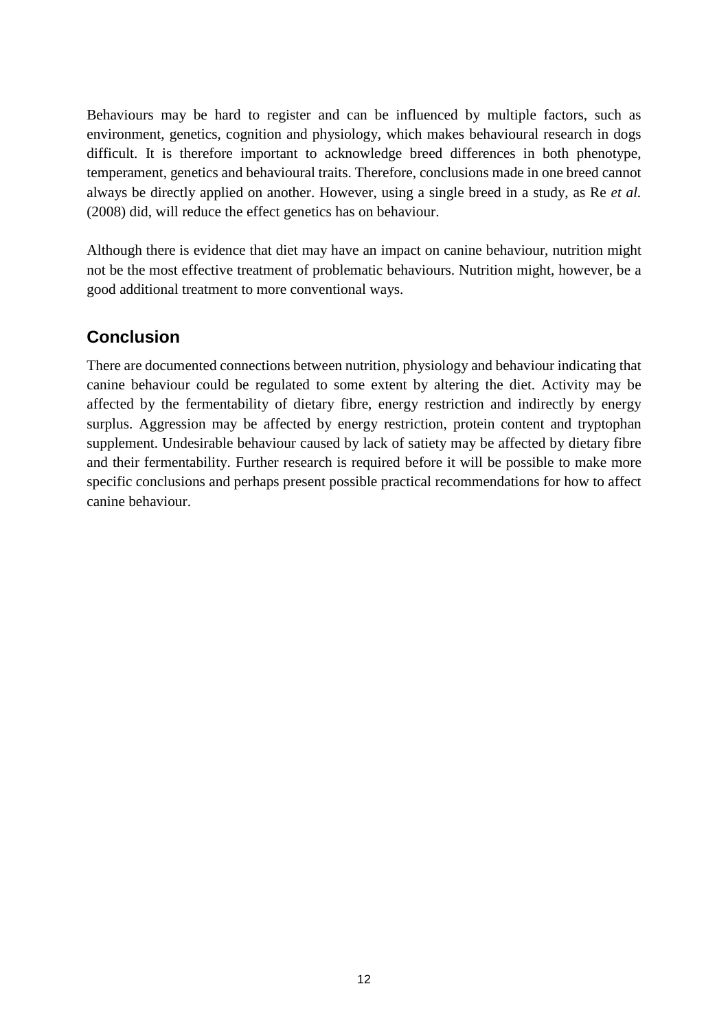Behaviours may be hard to register and can be influenced by multiple factors, such as environment, genetics, cognition and physiology, which makes behavioural research in dogs difficult. It is therefore important to acknowledge breed differences in both phenotype, temperament, genetics and behavioural traits. Therefore, conclusions made in one breed cannot always be directly applied on another. However, using a single breed in a study, as Re *et al.* (2008) did, will reduce the effect genetics has on behaviour.

Although there is evidence that diet may have an impact on canine behaviour, nutrition might not be the most effective treatment of problematic behaviours. Nutrition might, however, be a good additional treatment to more conventional ways.

## Conclusion

There are documented connections between nutrition, physiology and behaviour indicating that canine behaviour could be regulated to some extent by altering the diet. Activity may be affected by the fermentability of dietary fibre, energy restriction and indirectly by energy surplus. Aggression may be affected by energy restriction, protein content and tryptophan supplement. Undesirable behaviour caused by lack of satiety may be affected by dietary fibre and their fermentability. Further research is required before it will be possible to make more specific conclusions and perhaps present possible practical recommendations for how to affect canine behaviour.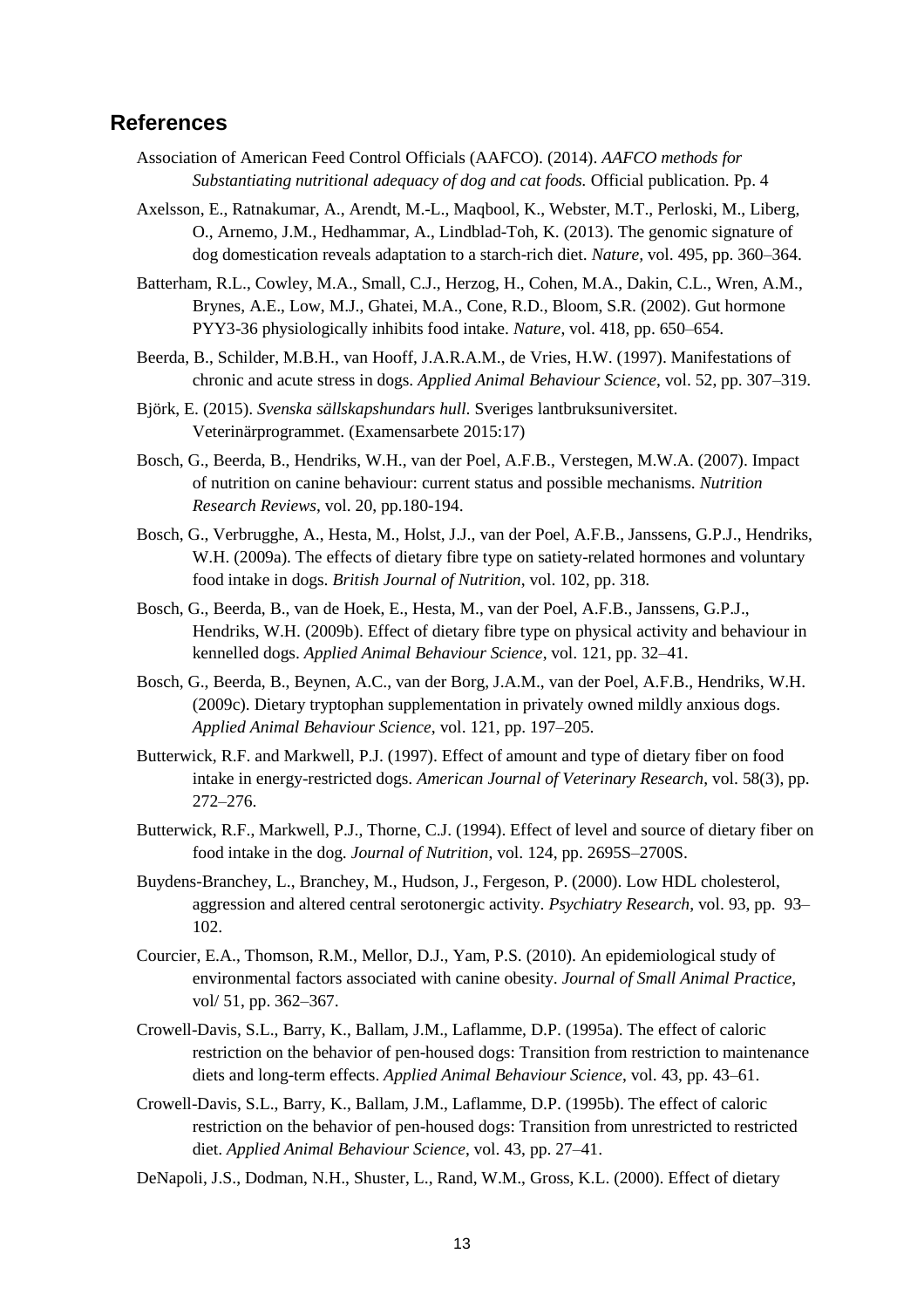## References

Association of American Feed Control Officials (AAFCO). (2014). *AAFCO methods for Substantiating nutritional adequacy of dog and cat foods.* Official publication. Pp. 4

Axelsson, E., Ratnakumar, A., Arendt, M.-L., Maqbool, K., Webster, M.T., Perloski, M., Liberg, O., Arnemo, J.M., Hedhammar, A., Lindblad-Toh, K. (2013). The genomic signature of dog domestication reveals adaptation to a starch-rich diet. *Nature*, vol. 495, pp. 360–364.

Batterham, R.L., Cowley, M.A., Small, C.J., Herzog, H., Cohen, M.A., Dakin, C.L., Wren, A.M., Brynes, A.E., Low, M.J., Ghatei, M.A., Cone, R.D., Bloom, S.R. (2002). Gut hormone PYY3-36 physiologically inhibits food intake. *Nature*, vol. 418, pp. 650–654.

Beerda, B., Schilder, M.B.H., van Hooff, J.A.R.A.M., de Vries, H.W. (1997). Manifestations of chronic and acute stress in dogs. *Applied Animal Behaviour Science*, vol. 52, pp. 307–319.

Björk, E. (2015). *Svenska sällskapshundars hull.* Sveriges lantbruksuniversitet. Veterinärprogrammet. (Examensarbete 2015:17)

Bosch, G., Beerda, B., Hendriks, W.H., van der Poel, A.F.B., Verstegen, M.W.A. (2007). Impact of nutrition on canine behaviour: current status and possible mechanisms. *Nutrition Research Reviews*, vol. 20, pp.180-194.

Bosch, G., Verbrugghe, A., Hesta, M., Holst, J.J., van der Poel, A.F.B., Janssens, G.P.J., Hendriks, W.H. (2009a). The effects of dietary fibre type on satiety-related hormones and voluntary food intake in dogs. *British Journal of Nutrition*, vol. 102, pp. 318.

Bosch, G., Beerda, B., van de Hoek, E., Hesta, M., van der Poel, A.F.B., Janssens, G.P.J., Hendriks, W.H. (2009b). Effect of dietary fibre type on physical activity and behaviour in kennelled dogs. *Applied Animal Behaviour Science*, vol. 121, pp. 32–41.

Bosch, G., Beerda, B., Beynen, A.C., van der Borg, J.A.M., van der Poel, A.F.B., Hendriks, W.H. (2009c). Dietary tryptophan supplementation in privately owned mildly anxious dogs. *Applied Animal Behaviour Science*, vol. 121, pp. 197–205.

Butterwick, R.F. and Markwell, P.J. (1997). Effect of amount and type of dietary fiber on food intake in energy-restricted dogs. *American Journal of Veterinary Research*, vol. 58(3), pp. 272–276.

Butterwick, R.F., Markwell, P.J., Thorne, C.J. (1994). Effect of level and source of dietary fiber on food intake in the dog. *Journal of Nutrition*, vol. 124, pp. 2695S–2700S.

Buydens-Branchey, L., Branchey, M., Hudson, J., Fergeson, P. (2000). Low HDL cholesterol, aggression and altered central serotonergic activity. *Psychiatry Research*, vol. 93, pp. 93–102.

Courcier, E.A., Thomson, R.M., Mellor, D.J., Yam, P.S. (2010). An epidemiological study of environmental factors associated with canine obesity. *Journal of Small Animal Practice*, vol/ 51, pp. 362–367.

Crowell-Davis, S.L., Barry, K., Ballam, J.M., Laflamme, D.P. (1995a). The effect of caloric restriction on the behavior of pen-housed dogs: Transition from restriction to maintenance diets and long-term effects. *Applied Animal Behaviour Science*, vol. 43, pp. 43–61.

Crowell-Davis, S.L., Barry, K., Ballam, J.M., Laflamme, D.P. (1995b). The effect of caloric restriction on the behavior of pen-housed dogs: Transition from unrestricted to restricted diet. *Applied Animal Behaviour Science*, vol. 43, pp. 27–41.

DeNapoli, J.S., Dodman, N.H., Shuster, L., Rand, W.M., Gross, K.L. (2000). Effect of dietary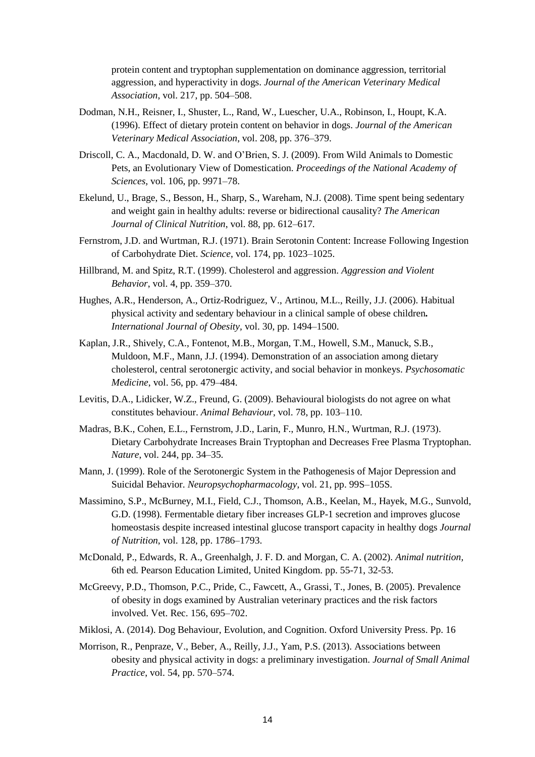protein content and tryptophan supplementation on dominance aggression, territorial aggression, and hyperactivity in dogs. *Journal of the American Veterinary Medical Association*, vol. 217, pp. 504–508.

Dodman, N.H., Reisner, I., Shuster, L., Rand, W., Luescher, U.A., Robinson, I., Houpt, K.A. (1996). Effect of dietary protein content on behavior in dogs. *Journal of the American Veterinary Medical Association*, vol. 208, pp. 376–379.

Driscoll, C. A., Macdonald, D. W. and O'Brien, S. J. (2009). From Wild Animals to Domestic Pets, an Evolutionary View of Domestication. *Proceedings of the National Academy of Sciences*, vol. 106, pp. 9971–78.

Ekelund, U., Brage, S., Besson, H., Sharp, S., Wareham, N.J. (2008). Time spent being sedentary and weight gain in healthy adults: reverse or bidirectional causality? *The American Journal of Clinical Nutrition*, vol. 88, pp. 612–617.

Fernstrom, J.D. and Wurtman, R.J. (1971). Brain Serotonin Content: Increase Following Ingestion of Carbohydrate Diet. *Science*, vol. 174, pp. 1023–1025.

Hillbrand, M. and Spitz, R.T. (1999). Cholesterol and aggression. *Aggression and Violent Behavior*, vol. 4, pp. 359–370.

Hughes, A.R., Henderson, A., Ortiz-Rodriguez, V., Artinou, M.L., Reilly, J.J. (2006). Habitual physical activity and sedentary behaviour in a clinical sample of obese children**.** *International Journal of Obesity*, vol. 30, pp. 1494–1500.

Kaplan, J.R., Shively, C.A., Fontenot, M.B., Morgan, T.M., Howell, S.M., Manuck, S.B., Muldoon, M.F., Mann, J.J. (1994). Demonstration of an association among dietary cholesterol, central serotonergic activity, and social behavior in monkeys. *Psychosomatic Medicine*, vol. 56, pp. 479–484.

Levitis, D.A., Lidicker, W.Z., Freund, G. (2009). Behavioural biologists do not agree on what constitutes behaviour. *Animal Behaviour*, vol. 78, pp. 103–110.

Madras, B.K., Cohen, E.L., Fernstrom, J.D., Larin, F., Munro, H.N., Wurtman, R.J. (1973). Dietary Carbohydrate Increases Brain Tryptophan and Decreases Free Plasma Tryptophan. *Nature*, vol. 244, pp. 34–35.

Mann, J. (1999). Role of the Serotonergic System in the Pathogenesis of Major Depression and Suicidal Behavior. *Neuropsychopharmacology*, vol. 21, pp. 99S–105S.

Massimino, S.P., McBurney, M.I., Field, C.J., Thomson, A.B., Keelan, M., Hayek, M.G., Sunvold, G.D. (1998). Fermentable dietary fiber increases GLP-1 secretion and improves glucose homeostasis despite increased intestinal glucose transport capacity in healthy dogs *Journal of Nutrition*, vol. 128, pp. 1786–1793.

McDonald, P., Edwards, R. A., Greenhalgh, J. F. D. and Morgan, C. A. (2002). *Animal nutrition,* 6th ed*.* Pearson Education Limited, United Kingdom. pp. 55-71, 32-53.

McGreevy, P.D., Thomson, P.C., Pride, C., Fawcett, A., Grassi, T., Jones, B. (2005). Prevalence of obesity in dogs examined by Australian veterinary practices and the risk factors involved. Vet. Rec. 156, 695–702.

Miklosi, A. (2014). Dog Behaviour, Evolution, and Cognition. Oxford University Press. Pp. 16

Morrison, R., Penpraze, V., Beber, A., Reilly, J.J., Yam, P.S. (2013). Associations between obesity and physical activity in dogs: a preliminary investigation. *Journal of Small Animal Practice*, vol. 54, pp. 570–574.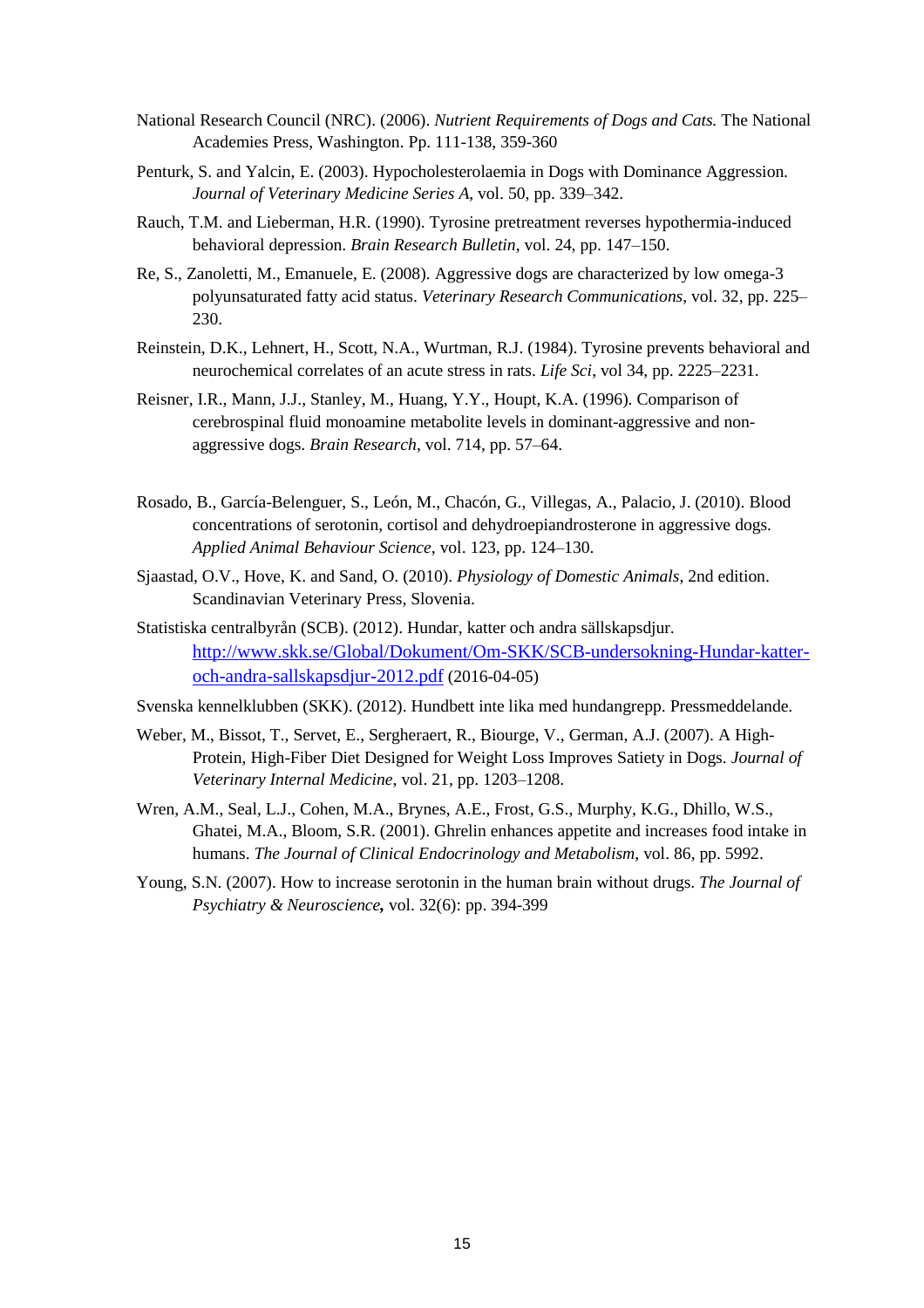National Research Council (NRC). (2006). *Nutrient Requirements of Dogs and Cats.* The National Academies Press, Washington. Pp. 111-138, 359-360

Penturk, S. and Yalcin, E. (2003). Hypocholesterolaemia in Dogs with Dominance Aggression. *Journal of Veterinary Medicine Series A*, vol. 50, pp. 339–342.

Rauch, T.M. and Lieberman, H.R. (1990). Tyrosine pretreatment reverses hypothermia-induced behavioral depression. *Brain Research Bulletin*, vol. 24, pp. 147–150.

Re, S., Zanoletti, M., Emanuele, E. (2008). Aggressive dogs are characterized by low omega-3 polyunsaturated fatty acid status. *Veterinary Research Communications*, vol. 32, pp. 225–230.

Reinstein, D.K., Lehnert, H., Scott, N.A., Wurtman, R.J. (1984). Tyrosine prevents behavioral and neurochemical correlates of an acute stress in rats. *Life Sci*, vol 34, pp. 2225–2231.

Reisner, I.R., Mann, J.J., Stanley, M., Huang, Y.Y., Houpt, K.A. (1996). Comparison of cerebrospinal fluid monoamine metabolite levels in dominant-aggressive and non-aggressive dogs. *Brain Research*, vol. 714, pp. 57–64.

Rosado, B., García-Belenguer, S., León, M., Chacón, G., Villegas, A., Palacio, J. (2010). Blood concentrations of serotonin, cortisol and dehydroepiandrosterone in aggressive dogs. *Applied Animal Behaviour Science*, vol. 123, pp. 124–130.

Sjaastad, O.V., Hove, K. and Sand, O. (2010). *Physiology of Domestic Animals*, 2nd edition. Scandinavian Veterinary Press, Slovenia.

Statistiska centralbyrån (SCB). (2012). Hundar, katter och andra sällskapsdjur. http://www.skk.se/Global/Dokument/Om-SKK/SCB-undersokning-Hundar-katter-och-andra-sallskapsdjur-2012.pdf (2016-04-05)

Svenska kennelklubben (SKK). (2012). Hundbett inte lika med hundangrepp. Pressmeddelande.

Weber, M., Bissot, T., Servet, E., Sergheraert, R., Biourge, V., German, A.J. (2007). A High-Protein, High-Fiber Diet Designed for Weight Loss Improves Satiety in Dogs. *Journal of Veterinary Internal Medicine*, vol. 21, pp. 1203–1208.

Wren, A.M., Seal, L.J., Cohen, M.A., Brynes, A.E., Frost, G.S., Murphy, K.G., Dhillo, W.S., Ghatei, M.A., Bloom, S.R. (2001). Ghrelin enhances appetite and increases food intake in humans. *The Journal of Clinical Endocrinology and Metabolism*, vol. 86, pp. 5992.

Young, S.N. (2007). How to increase serotonin in the human brain without drugs. *The Journal of Psychiatry & Neuroscience***,** vol. 32(6): pp. 394-399